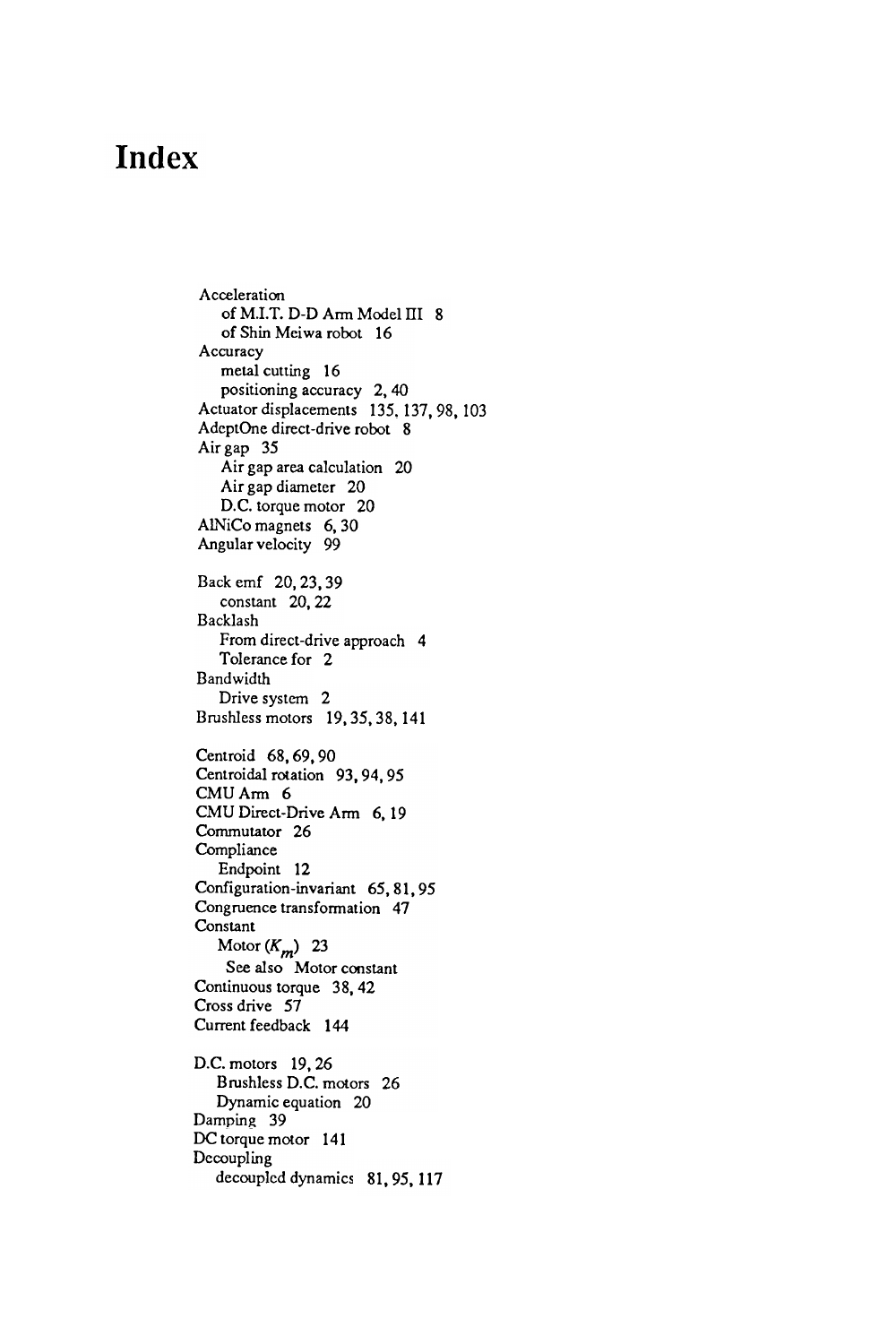# Index

Acceleration
  of M.I.T. D-D Arm Model III 8
  of Shin Meiwa robot 16
Accuracy
  metal cutting 16
  positioning accuracy 2, 40
Actuator displacements 135, 137, 98, 103
AdeptOne direct-drive robot 8
Air gap 35
  Air gap area calculation 20
  Air gap diameter 20
  D.C. torque motor 20
AlNiCo magnets 6, 30
Angular velocity 99

Back emf 20, 23, 39
  constant 20, 22
Backlash
  From direct-drive approach 4
  Tolerance for 2
Bandwidth
  Drive system 2
Brushless motors 19, 35, 38, 141

Centroid 68, 69, 90
Centroidal rotation 93, 94, 95
CMU Arm 6
CMU Direct-Drive Arm 6, 19
Commutator 26
Compliance
  Endpoint 12
Configuration-invariant 65, 81, 95
Congruence transformation 47
Constant
  Motor ($K_m$) 23
    See also Motor constant
Continuous torque 38, 42
Cross drive 57
Current feedback 144

D.C. motors 19, 26
  Brushless D.C. motors 26
  Dynamic equation 20
Damping 39
DC torque motor 141
Decoupling
  decoupled dynamics 81, 95, 117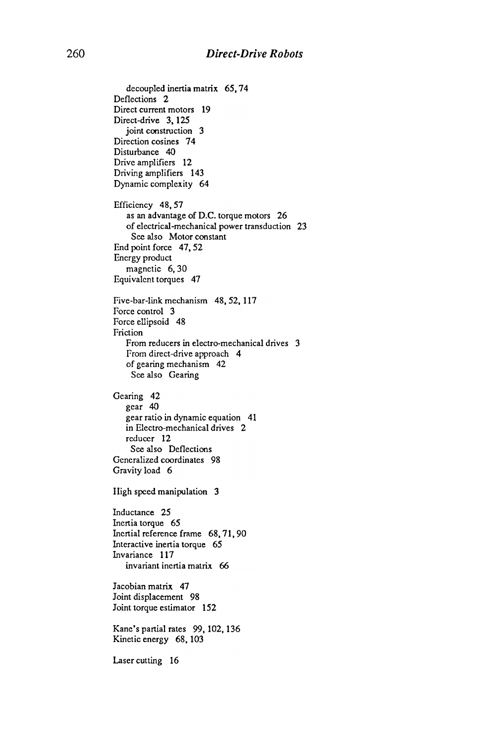decoupled inertia matrix 65, 74
Deflections 2
Direct current motors 19
Direct-drive 3, 125
  joint construction 3
Direction cosines 74
Disturbance 40
Drive amplifiers 12
Driving amplifiers 143
Dynamic complexity 64

Efficiency 48, 57
  as an advantage of D.C. torque motors 26
  of electrical-mechanical power transduction 23
    See also Motor constant
End point force 47, 52
Energy product
  magnetic 6, 30
Equivalent torques 47

Five-bar-link mechanism 48, 52, 117
Force control 3
Force ellipsoid 48
Friction
  From reducers in electro-mechanical drives 3
  From direct-drive approach 4
  of gearing mechanism 42
    See also Gearing

Gearing 42
  gear 40
  gear ratio in dynamic equation 41
  in Electro-mechanical drives 2
  reducer 12
    See also Deflections
Generalized coordinates 98
Gravity load 6

High speed manipulation 3

Inductance 25
Inertia torque 65
Inertial reference frame 68, 71, 90
Interactive inertia torque 65
Invariance 117
  invariant inertia matrix 66

Jacobian matrix 47
Joint displacement 98
Joint torque estimator 152

Kane's partial rates 99, 102, 136
Kinetic energy 68, 103

Laser cutting 16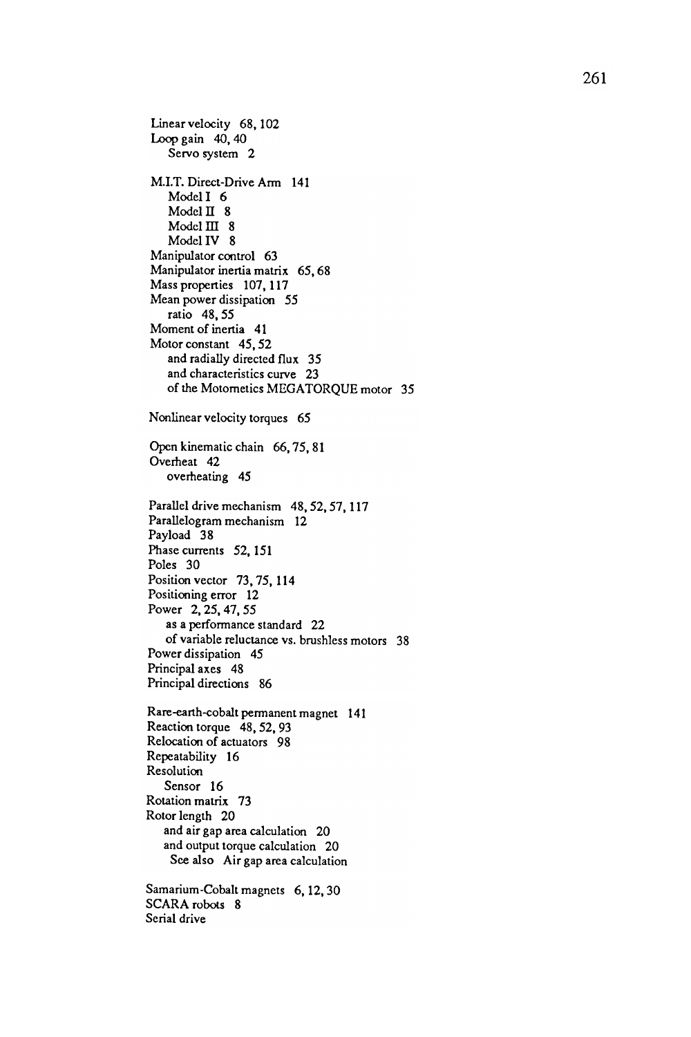Linear velocity 68, 102
Loop gain 40, 40
  Servo system 2

M.I.T. Direct-Drive Arm 141
  Model I 6
  Model II 8
  Model III 8
  Model IV 8
Manipulator control 63
Manipulator inertia matrix 65, 68
Mass properties 107, 117
Mean power dissipation 55
  ratio 48, 55
Moment of inertia 41
Motor constant 45, 52
  and radially directed flux 35
  and characteristics curve 23
  of the Motornetics MEGATORQUE motor 35

Nonlinear velocity torques 65

Open kinematic chain 66, 75, 81
Overheat 42
  overheating 45

Parallel drive mechanism 48, 52, 57, 117
Parallelogram mechanism 12
Payload 38
Phase currents 52, 151
Poles 30
Position vector 73, 75, 114
Positioning error 12
Power 2, 25, 47, 55
  as a performance standard 22
  of variable reluctance vs. brushless motors 38
Power dissipation 45
Principal axes 48
Principal directions 86

Rare-earth-cobalt permanent magnet 141
Reaction torque 48, 52, 93
Relocation of actuators 98
Repeatability 16
Resolution
  Sensor 16
Rotation matrix 73
Rotor length 20
  and air gap area calculation 20
  and output torque calculation 20
    See also Air gap area calculation

Samarium-Cobalt magnets 6, 12, 30
SCARA robots 8
Serial drive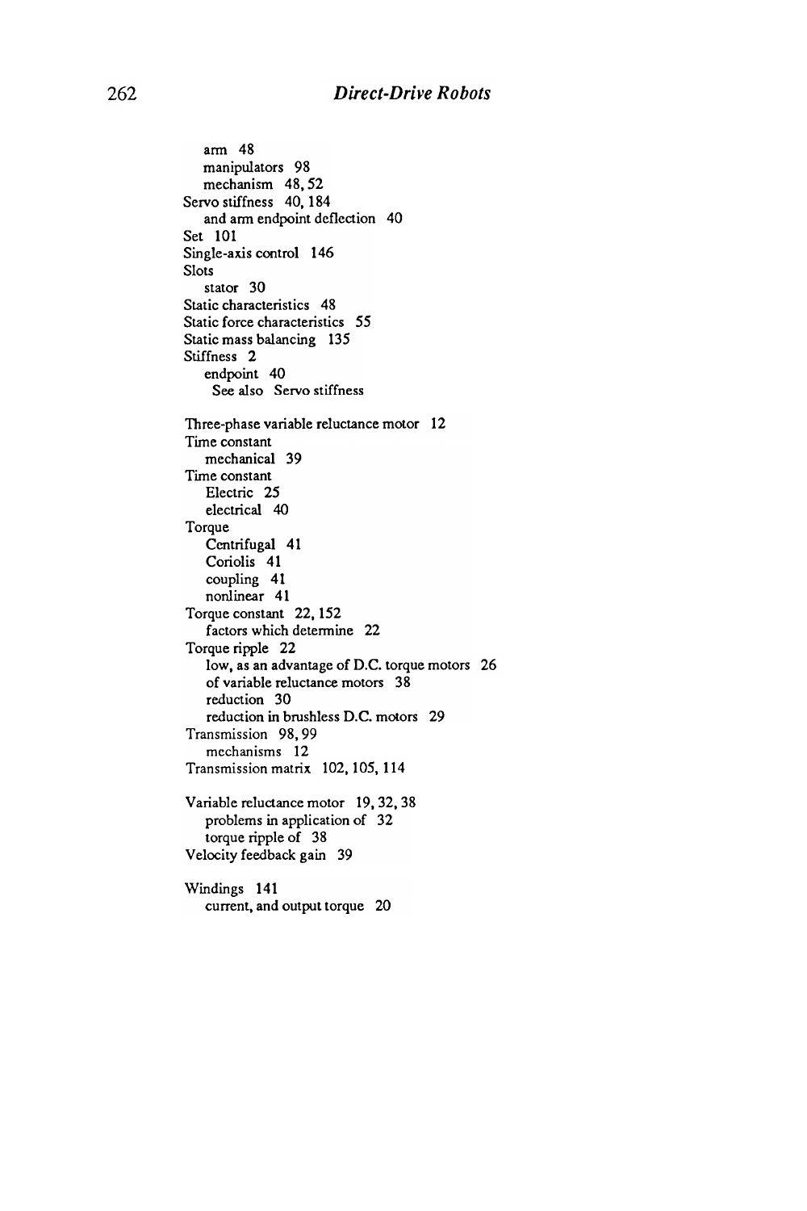arm 48
manipulators 98
mechanism 48, 52
Servo stiffness 40, 184
and arm endpoint deflection 40
Set 101
Single-axis control 146
Slots
stator 30
Static characteristics 48
Static force characteristics 55
Static mass balancing 135
Stiffness 2
endpoint 40
See also Servo stiffness

Three-phase variable reluctance motor 12
Time constant
mechanical 39
Time constant
Electric 25
electrical 40
Torque
Centrifugal 41
Coriolis 41
coupling 41
nonlinear 41
Torque constant 22, 152
factors which determine 22
Torque ripple 22
low, as an advantage of D.C. torque motors 26
of variable reluctance motors 38
reduction 30
reduction in brushless D.C. motors 29
Transmission 98, 99
mechanisms 12
Transmission matrix 102, 105, 114

Variable reluctance motor 19, 32, 38
problems in application of 32
torque ripple of 38
Velocity feedback gain 39

Windings 141
current, and output torque 20